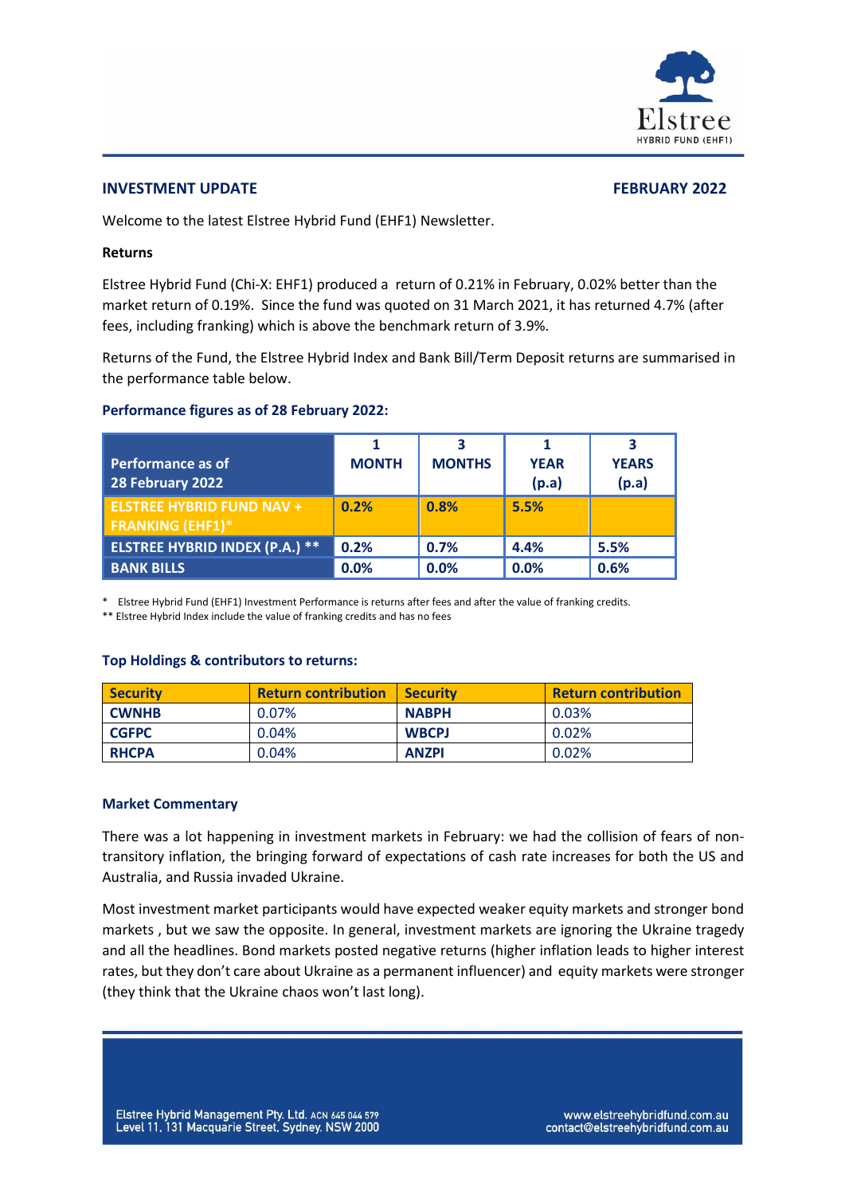## INVESTMENT UPDATE

**FEBRUARY 2022**

Welcome to the latest Elstree Hybrid Fund (EHF1) Newsletter.

**Returns**

Elstree Hybrid Fund (Chi-X: EHF1) produced a return of 0.21% in February, 0.02% better than the market return of 0.19%. Since the fund was quoted on 31 March 2021, it has returned 4.7% (after fees, including franking) which is above the benchmark return of 3.9%.

Returns of the Fund, the Elstree Hybrid Index and Bank Bill/Term Deposit returns are summarised in the performance table below.

### Performance figures as of 28 February 2022:

| Performance as of 28 February 2022 | 1 MONTH | 3 MONTHS | 1 YEAR (p.a) | 3 YEARS (p.a) |
|---|---|---|---|---|
| **ELSTREE HYBRID FUND NAV + FRANKING (EHF1)*** | 0.2% | 0.8% | 5.5% | |
| **ELSTREE HYBRID INDEX (P.A.) **** | 0.2% | 0.7% | 4.4% | 5.5% |
| **BANK BILLS** | 0.0% | 0.0% | 0.0% | 0.6% |

\* Elstree Hybrid Fund (EHF1) Investment Performance is returns after fees and after the value of franking credits.
** Elstree Hybrid Index include the value of franking credits and has no fees

### Top Holdings & contributors to returns:

| Security | Return contribution | Security | Return contribution |
|---|---|---|---|
| **CWNHB** | 0.07% | **NABPH** | 0.03% |
| **CGFPC** | 0.04% | **WBCPJ** | 0.02% |
| **RHCPA** | 0.04% | **ANZPI** | 0.02% |

### Market Commentary

There was a lot happening in investment markets in February: we had the collision of fears of non-transitory inflation, the bringing forward of expectations of cash rate increases for both the US and Australia, and Russia invaded Ukraine.

Most investment market participants would have expected weaker equity markets and stronger bond markets , but we saw the opposite. In general, investment markets are ignoring the Ukraine tragedy and all the headlines. Bond markets posted negative returns (higher inflation leads to higher interest rates, but they don't care about Ukraine as a permanent influencer) and equity markets were stronger (they think that the Ukraine chaos won't last long).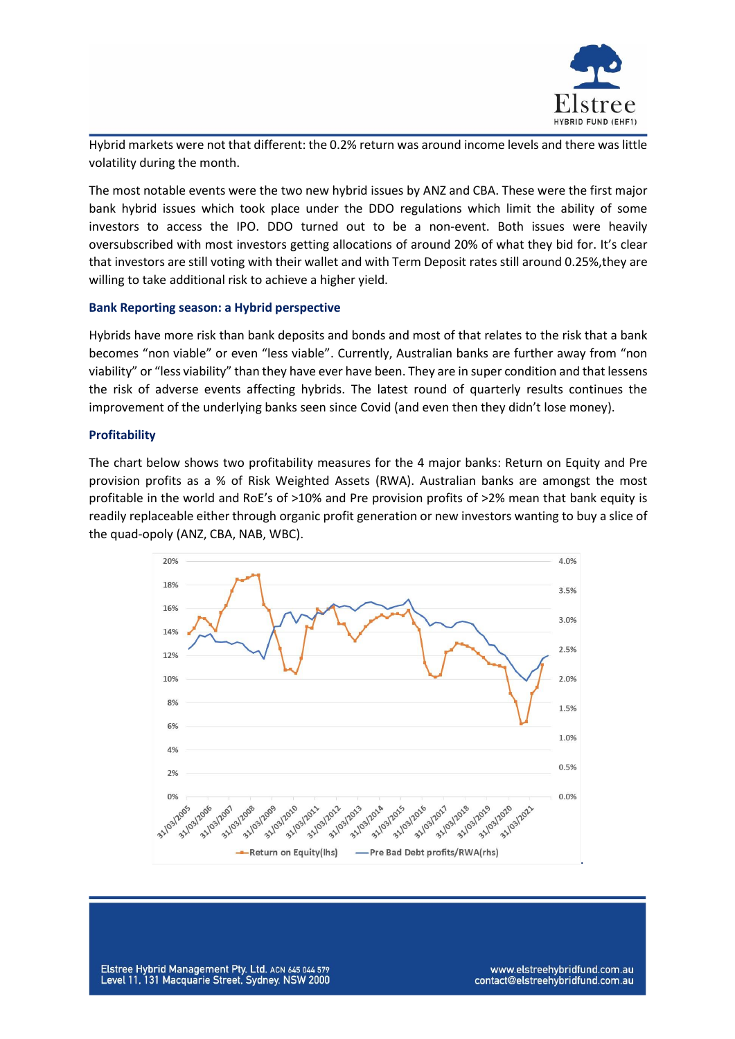Hybrid markets were not that different: the 0.2% return was around income levels and there was little volatility during the month.

The most notable events were the two new hybrid issues by ANZ and CBA. These were the first major bank hybrid issues which took place under the DDO regulations which limit the ability of some investors to access the IPO. DDO turned out to be a non-event. Both issues were heavily oversubscribed with most investors getting allocations of around 20% of what they bid for. It's clear that investors are still voting with their wallet and with Term Deposit rates still around 0.25%,they are willing to take additional risk to achieve a higher yield.

### Bank Reporting season: a Hybrid perspective

Hybrids have more risk than bank deposits and bonds and most of that relates to the risk that a bank becomes "non viable" or even "less viable". Currently, Australian banks are further away from "non viability" or "less viability" than they have ever have been. They are in super condition and that lessens the risk of adverse events affecting hybrids. The latest round of quarterly results continues the improvement of the underlying banks seen since Covid (and even then they didn't lose money).

### Profitability

The chart below shows two profitability measures for the 4 major banks: Return on Equity and Pre provision profits as a % of Risk Weighted Assets (RWA). Australian banks are amongst the most profitable in the world and RoE's of >10% and Pre provision profits of >2% mean that bank equity is readily replaceable either through organic profit generation or new investors wanting to buy a slice of the quad-opoly (ANZ, CBA, NAB, WBC).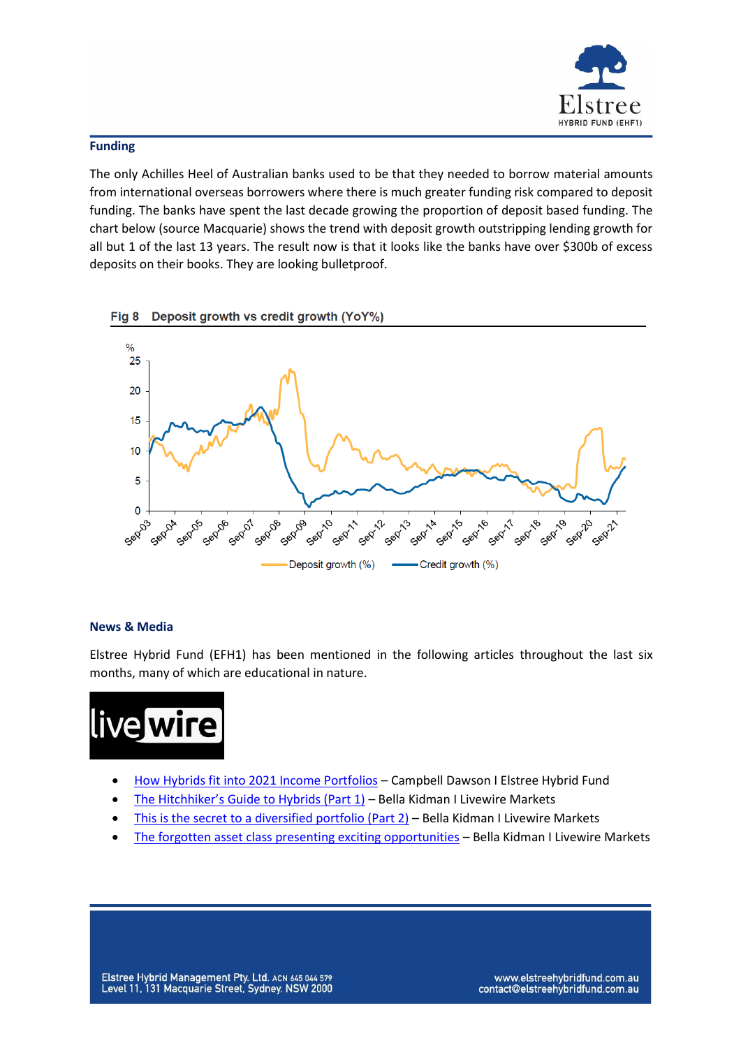## Funding

The only Achilles Heel of Australian banks used to be that they needed to borrow material amounts from international overseas borrowers where there is much greater funding risk compared to deposit funding. The banks have spent the last decade growing the proportion of deposit based funding. The chart below (source Macquarie) shows the trend with deposit growth outstripping lending growth for all but 1 of the last 13 years. The result now is that it looks like the banks have over $300b of excess deposits on their books. They are looking bulletproof.

**Fig 8 Deposit growth vs credit growth (YoY%)**

## News & Media

Elstree Hybrid Fund (EFH1) has been mentioned in the following articles throughout the last six months, many of which are educational in nature.

livewire

- How Hybrids fit into 2021 Income Portfolios – Campbell Dawson I Elstree Hybrid Fund
- The Hitchhiker's Guide to Hybrids (Part 1) – Bella Kidman I Livewire Markets
- This is the secret to a diversified portfolio (Part 2) – Bella Kidman I Livewire Markets
- The forgotten asset class presenting exciting opportunities – Bella Kidman I Livewire Markets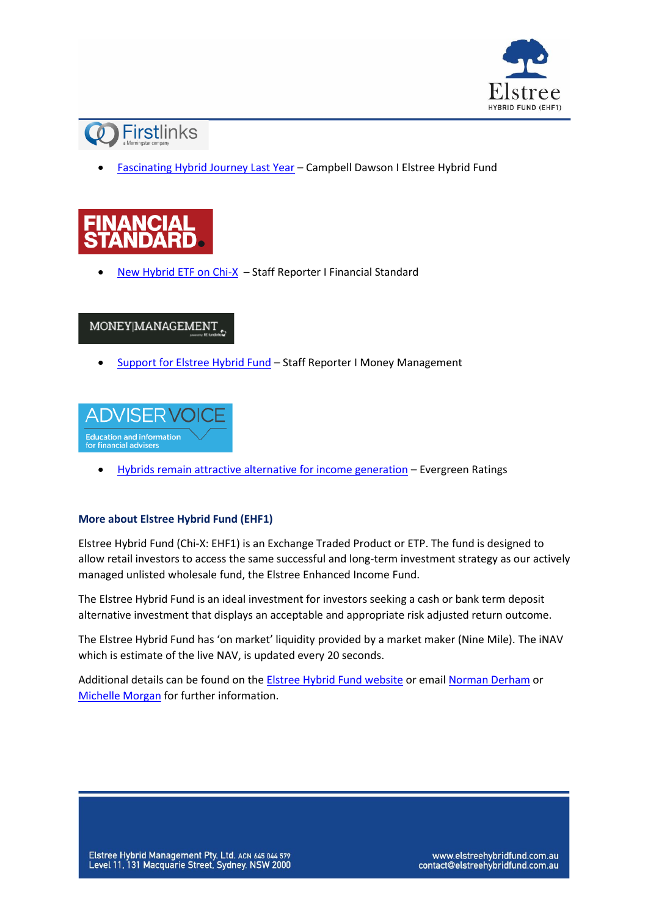Firstlinks

- Fascinating Hybrid Journey Last Year – Campbell Dawson I Elstree Hybrid Fund

FINANCIAL STANDARD

- New Hybrid ETF on Chi-X – Staff Reporter I Financial Standard

MONEY|MANAGEMENT

- Support for Elstree Hybrid Fund – Staff Reporter I Money Management

ADVISER VOICE

- Hybrids remain attractive alternative for income generation – Evergreen Ratings

### More about Elstree Hybrid Fund (EHF1)

Elstree Hybrid Fund (Chi-X: EHF1) is an Exchange Traded Product or ETP. The fund is designed to allow retail investors to access the same successful and long-term investment strategy as our actively managed unlisted wholesale fund, the Elstree Enhanced Income Fund.

The Elstree Hybrid Fund is an ideal investment for investors seeking a cash or bank term deposit alternative investment that displays an acceptable and appropriate risk adjusted return outcome.

The Elstree Hybrid Fund has 'on market' liquidity provided by a market maker (Nine Mile). The iNAV which is estimate of the live NAV, is updated every 20 seconds.

Additional details can be found on the Elstree Hybrid Fund website or email Norman Derham or Michelle Morgan for further information.

Elstree Hybrid Management Pty. Ltd. ACN 645 044 579
Level 11, 131 Macquarie Street, Sydney. NSW 2000

www.elstreehybridfund.com.au
contact@elstreehybridfund.com.au